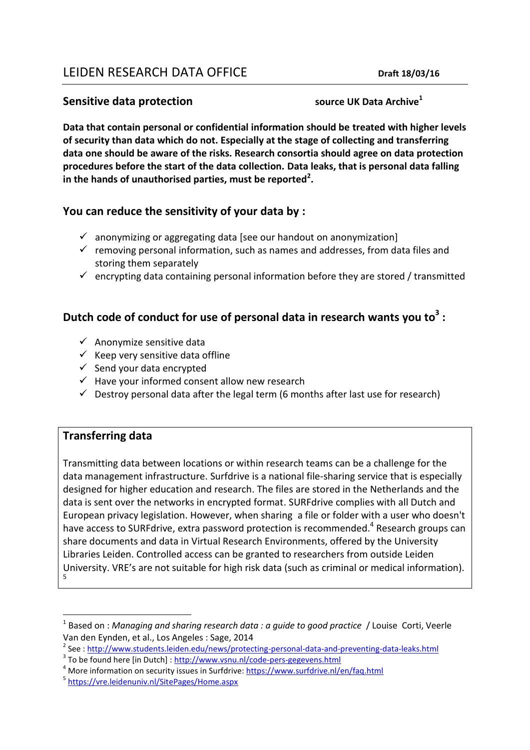# LEIDEN RESEARCH DATA OFFICE

**Draft 18/03/16**

## Sensitive data protection

**source UK Data Archive[1]**

**Data that contain personal or confidential information should be treated with higher levels of security than data which do not. Especially at the stage of collecting and transferring data one should be aware of the risks. Research consortia should agree on data protection procedures before the start of the data collection. Data leaks, that is personal data falling in the hands of unauthorised parties, must be reported[2].**

## You can reduce the sensitivity of your data by :

- ✓ anonymizing or aggregating data [see our handout on anonymization]
- ✓ removing personal information, such as names and addresses, from data files and storing them separately
- ✓ encrypting data containing personal information before they are stored / transmitted

## Dutch code of conduct for use of personal data in research wants you to[3] :

- ✓ Anonymize sensitive data
- ✓ Keep very sensitive data offline
- ✓ Send your data encrypted
- ✓ Have your informed consent allow new research
- ✓ Destroy personal data after the legal term (6 months after last use for research)

## Transferring data

Transmitting data between locations or within research teams can be a challenge for the data management infrastructure. Surfdrive is a national file-sharing service that is especially designed for higher education and research. The files are stored in the Netherlands and the data is sent over the networks in encrypted format. SURFdrive complies with all Dutch and European privacy legislation. However, when sharing a file or folder with a user who doesn't have access to SURFdrive, extra password protection is recommended.[4] Research groups can share documents and data in Virtual Research Environments, offered by the University Libraries Leiden. Controlled access can be granted to researchers from outside Leiden University. VRE's are not suitable for high risk data (such as criminal or medical information).[5]

---

[1] Based on : *Managing and sharing research data : a guide to good practice* / Louise Corti, Veerle Van den Eynden, et al., Los Angeles : Sage, 2014

[2] See : http://www.students.leiden.edu/news/protecting-personal-data-and-preventing-data-leaks.html

[3] To be found here [in Dutch] : http://www.vsnu.nl/code-pers-gegevens.html

[4] More information on security issues in Surfdrive: https://www.surfdrive.nl/en/faq.html

[5] https://vre.leidenuniv.nl/SitePages/Home.aspx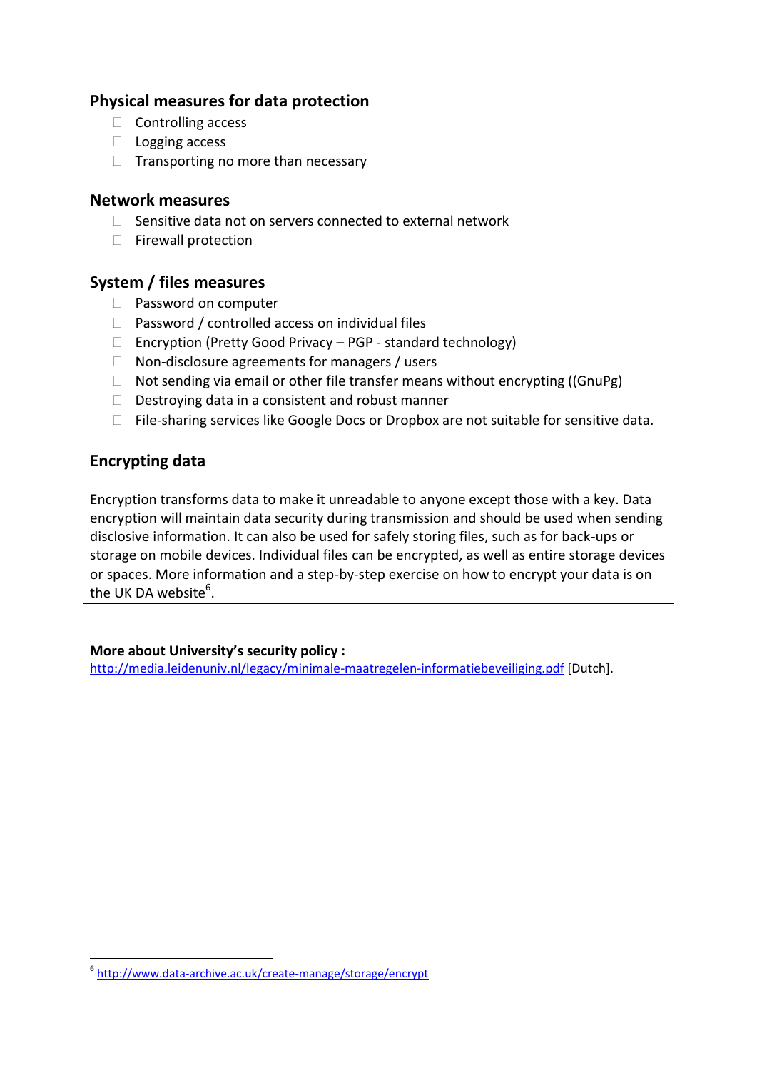### Physical measures for data protection

- Controlling access
- Logging access
- Transporting no more than necessary

### Network measures

- Sensitive data not on servers connected to external network
- Firewall protection

### System / files measures

- Password on computer
- Password / controlled access on individual files
- Encryption (Pretty Good Privacy – PGP - standard technology)
- Non-disclosure agreements for managers / users
- Not sending via email or other file transfer means without encrypting ((GnuPg)
- Destroying data in a consistent and robust manner
- File-sharing services like Google Docs or Dropbox are not suitable for sensitive data.

### Encrypting data

Encryption transforms data to make it unreadable to anyone except those with a key. Data encryption will maintain data security during transmission and should be used when sending disclosive information. It can also be used for safely storing files, such as for back-ups or storage on mobile devices. Individual files can be encrypted, as well as entire storage devices or spaces. More information and a step-by-step exercise on how to encrypt your data is on the UK DA website[6].

**More about University's security policy :**
http://media.leidenuniv.nl/legacy/minimale-maatregelen-informatiebeveiliging.pdf [Dutch].

[6] http://www.data-archive.ac.uk/create-manage/storage/encrypt